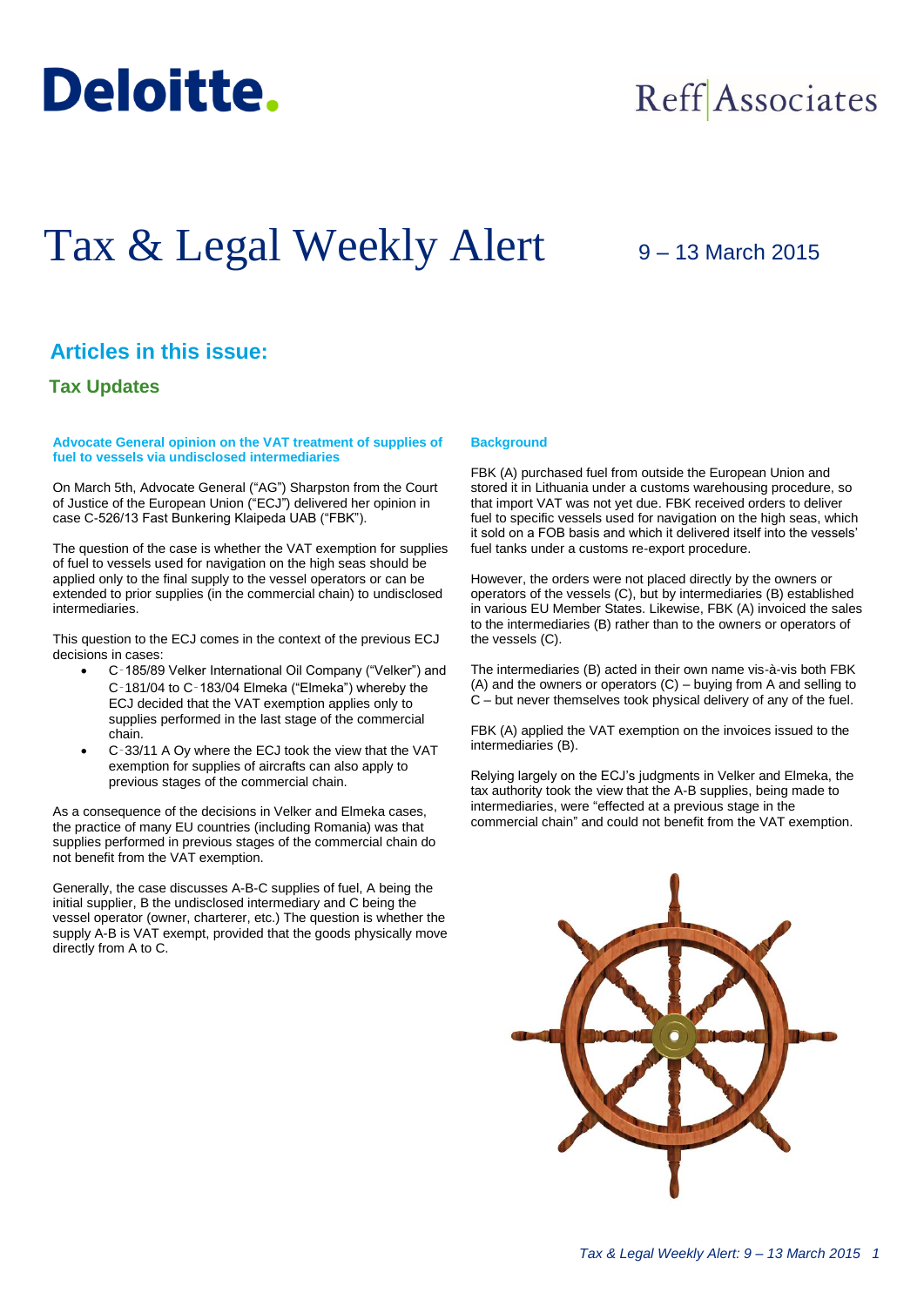Deloitte.

Reff Associates

# Tax & Legal Weekly Alert

9 – 13 March 2015

## Articles in this issue:

### Tax Updates

#### Advocate General opinion on the VAT treatment of supplies of fuel to vessels via undisclosed intermediaries

On March 5th, Advocate General ("AG") Sharpston from the Court of Justice of the European Union ("ECJ") delivered her opinion in case C-526/13 Fast Bunkering Klaipeda UAB ("FBK").

The question of the case is whether the VAT exemption for supplies of fuel to vessels used for navigation on the high seas should be applied only to the final supply to the vessel operators or can be extended to prior supplies (in the commercial chain) to undisclosed intermediaries.

This question to the ECJ comes in the context of the previous ECJ decisions in cases:

- C‑185/89 Velker International Oil Company ("Velker") and C‑181/04 to C‑183/04 Elmeka ("Elmeka") whereby the ECJ decided that the VAT exemption applies only to supplies performed in the last stage of the commercial chain.
- C‑33/11 A Oy where the ECJ took the view that the VAT exemption for supplies of aircrafts can also apply to previous stages of the commercial chain.

As a consequence of the decisions in Velker and Elmeka cases, the practice of many EU countries (including Romania) was that supplies performed in previous stages of the commercial chain do not benefit from the VAT exemption.

Generally, the case discusses A-B-C supplies of fuel, A being the initial supplier, B the undisclosed intermediary and C being the vessel operator (owner, charterer, etc.) The question is whether the supply A-B is VAT exempt, provided that the goods physically move directly from A to C.

#### Background

FBK (A) purchased fuel from outside the European Union and stored it in Lithuania under a customs warehousing procedure, so that import VAT was not yet due. FBK received orders to deliver fuel to specific vessels used for navigation on the high seas, which it sold on a FOB basis and which it delivered itself into the vessels' fuel tanks under a customs re-export procedure.

However, the orders were not placed directly by the owners or operators of the vessels (C), but by intermediaries (B) established in various EU Member States. Likewise, FBK (A) invoiced the sales to the intermediaries (B) rather than to the owners or operators of the vessels (C).

The intermediaries (B) acted in their own name vis-à-vis both FBK (A) and the owners or operators (C) – buying from A and selling to C – but never themselves took physical delivery of any of the fuel.

FBK (A) applied the VAT exemption on the invoices issued to the intermediaries (B).

Relying largely on the ECJ's judgments in Velker and Elmeka, the tax authority took the view that the A-B supplies, being made to intermediaries, were "effected at a previous stage in the commercial chain" and could not benefit from the VAT exemption.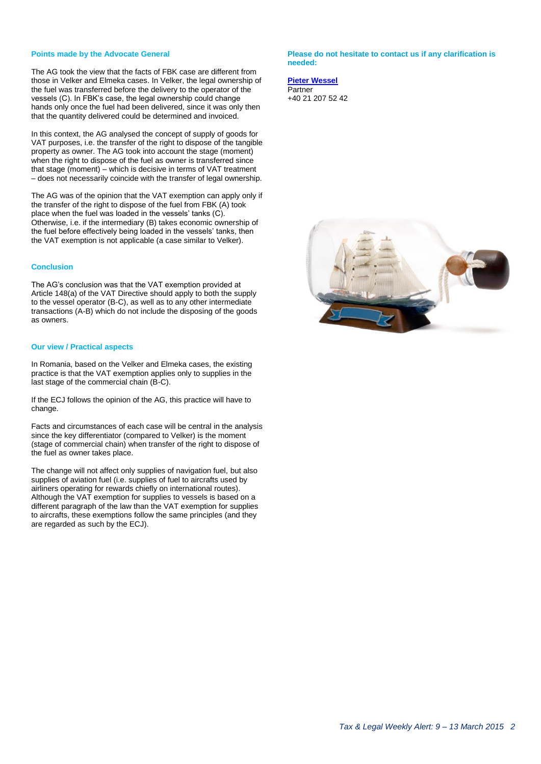### Points made by the Advocate General

The AG took the view that the facts of FBK case are different from those in Velker and Elmeka cases. In Velker, the legal ownership of the fuel was transferred before the delivery to the operator of the vessels (C). In FBK's case, the legal ownership could change hands only once the fuel had been delivered, since it was only then that the quantity delivered could be determined and invoiced.

In this context, the AG analysed the concept of supply of goods for VAT purposes, i.e. the transfer of the right to dispose of the tangible property as owner. The AG took into account the stage (moment) when the right to dispose of the fuel as owner is transferred since that stage (moment) – which is decisive in terms of VAT treatment – does not necessarily coincide with the transfer of legal ownership.

The AG was of the opinion that the VAT exemption can apply only if the transfer of the right to dispose of the fuel from FBK (A) took place when the fuel was loaded in the vessels' tanks (C). Otherwise, i.e. if the intermediary (B) takes economic ownership of the fuel before effectively being loaded in the vessels' tanks, then the VAT exemption is not applicable (a case similar to Velker).

### Conclusion

The AG's conclusion was that the VAT exemption provided at Article 148(a) of the VAT Directive should apply to both the supply to the vessel operator (B-C), as well as to any other intermediate transactions (A-B) which do not include the disposing of the goods as owners.

### Our view / Practical aspects

In Romania, based on the Velker and Elmeka cases, the existing practice is that the VAT exemption applies only to supplies in the last stage of the commercial chain (B-C).

If the ECJ follows the opinion of the AG, this practice will have to change.

Facts and circumstances of each case will be central in the analysis since the key differentiator (compared to Velker) is the moment (stage of commercial chain) when transfer of the right to dispose of the fuel as owner takes place.

The change will not affect only supplies of navigation fuel, but also supplies of aviation fuel (i.e. supplies of fuel to aircrafts used by airliners operating for rewards chiefly on international routes). Although the VAT exemption for supplies to vessels is based on a different paragraph of the law than the VAT exemption for supplies to aircrafts, these exemptions follow the same principles (and they are regarded as such by the ECJ).

### Please do not hesitate to contact us if any clarification is needed:

**Pieter Wessel**
Partner
+40 21 207 52 42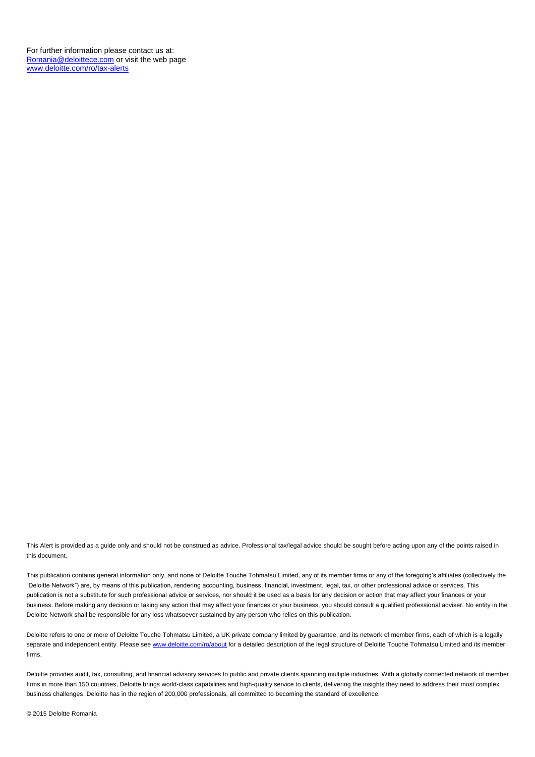For further information please contact us at:
Romania@deloittece.com or visit the web page
www.deloitte.com/ro/tax-alerts

This Alert is provided as a guide only and should not be construed as advice. Professional tax/legal advice should be sought before acting upon any of the points raised in this document.

This publication contains general information only, and none of Deloitte Touche Tohmatsu Limited, any of its member firms or any of the foregoing's affiliates (collectively the "Deloitte Network") are, by means of this publication, rendering accounting, business, financial, investment, legal, tax, or other professional advice or services. This publication is not a substitute for such professional advice or services, nor should it be used as a basis for any decision or action that may affect your finances or your business. Before making any decision or taking any action that may affect your finances or your business, you should consult a qualified professional adviser. No entity in the Deloitte Network shall be responsible for any loss whatsoever sustained by any person who relies on this publication.

Deloitte refers to one or more of Deloitte Touche Tohmatsu Limited, a UK private company limited by guarantee, and its network of member firms, each of which is a legally separate and independent entity. Please see www.deloitte.com/ro/about for a detailed description of the legal structure of Deloitte Touche Tohmatsu Limited and its member firms.

Deloitte provides audit, tax, consulting, and financial advisory services to public and private clients spanning multiple industries. With a globally connected network of member firms in more than 150 countries, Deloitte brings world-class capabilities and high-quality service to clients, delivering the insights they need to address their most complex business challenges. Deloitte has in the region of 200,000 professionals, all committed to becoming the standard of excellence.

© 2015 Deloitte Romania